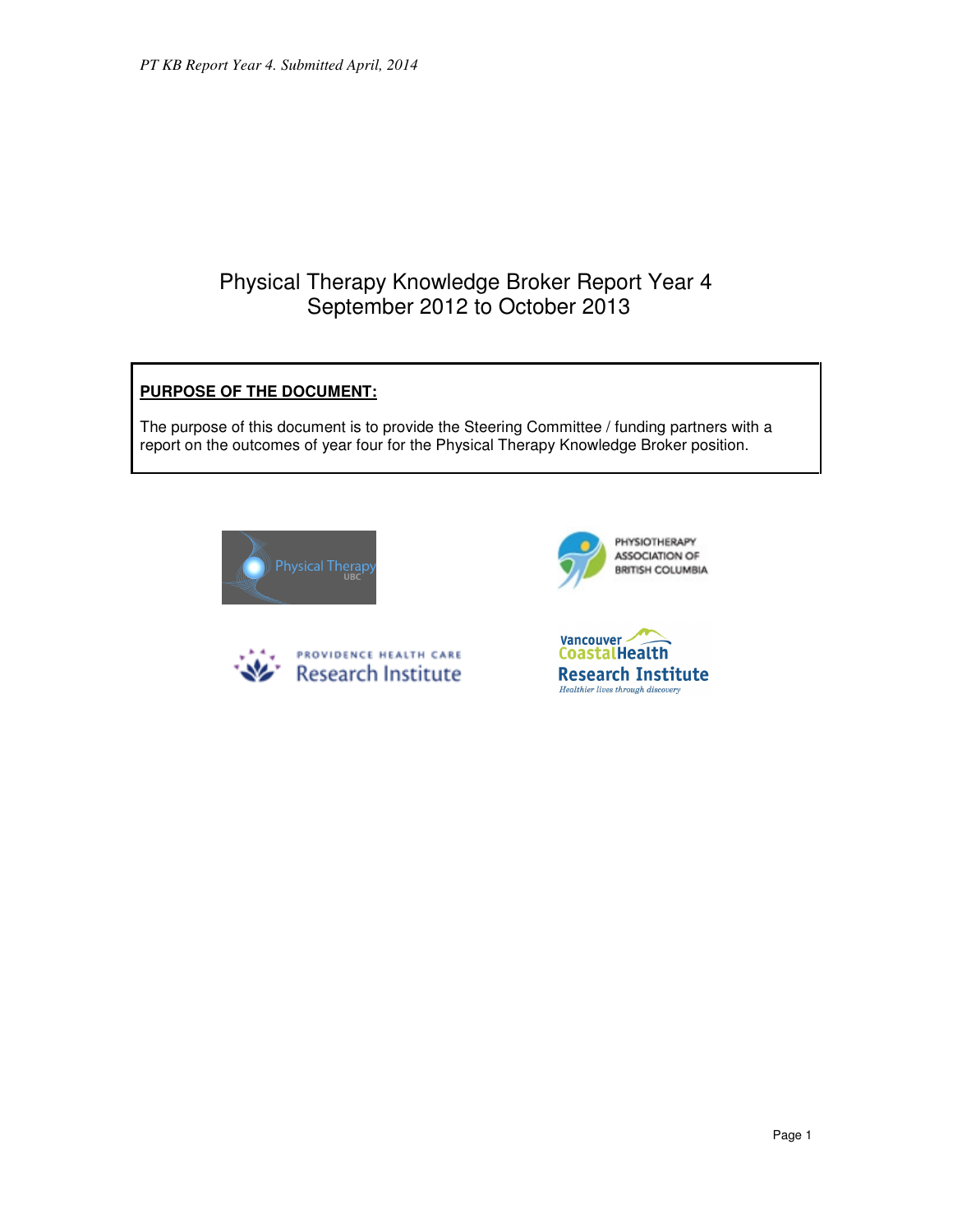# Physical Therapy Knowledge Broker Report Year 4
## September 2012 to October 2013

**PURPOSE OF THE DOCUMENT:**

The purpose of this document is to provide the Steering Committee / funding partners with a report on the outcomes of year four for the Physical Therapy Knowledge Broker position.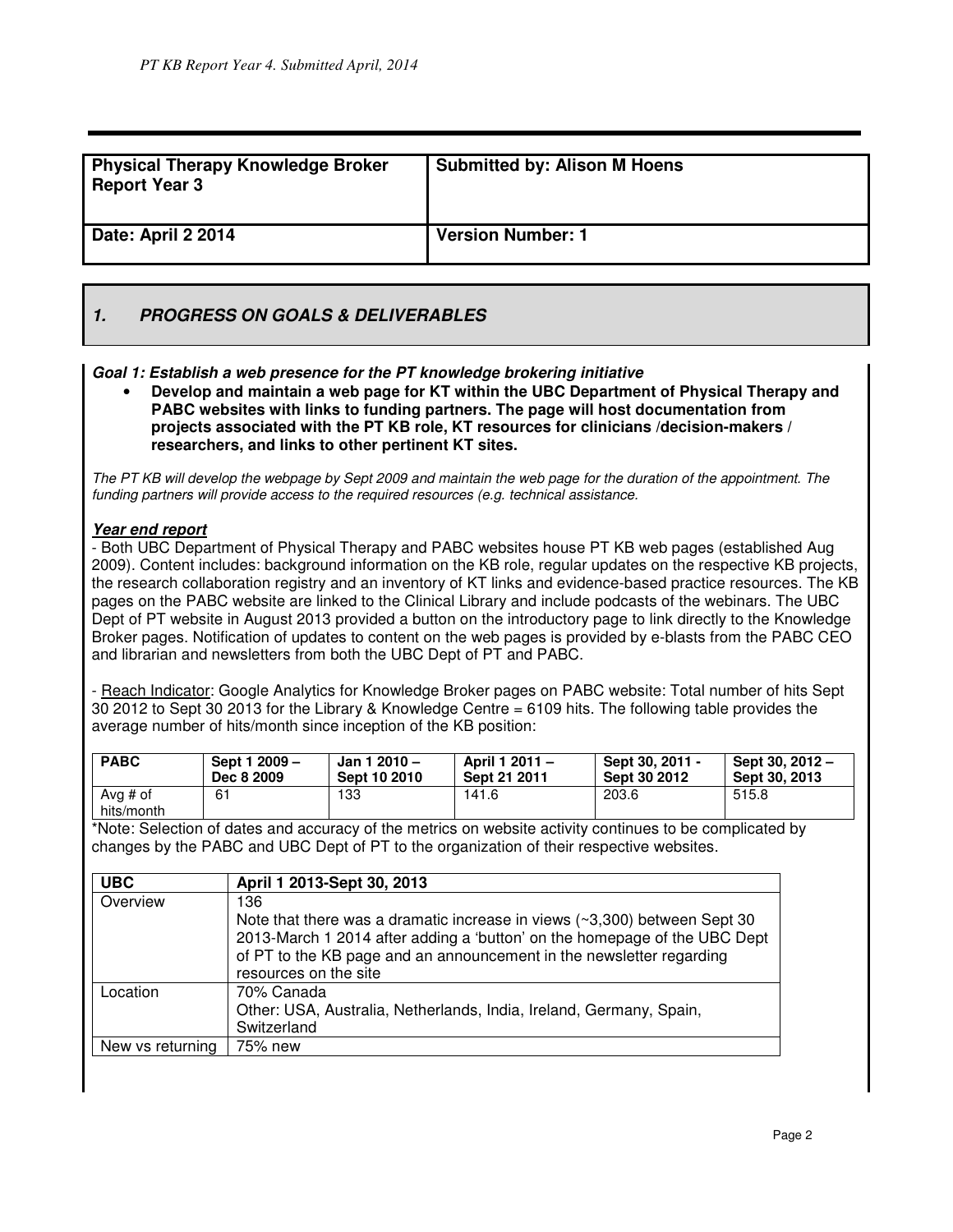| **Physical Therapy Knowledge Broker Report Year 3** | **Submitted by: Alison M Hoens** |
|---|---|
| **Date: April 2 2014** | **Version Number: 1** |

## *1. PROGRESS ON GOALS & DELIVERABLES*

***Goal 1: Establish a web presence for the PT knowledge brokering initiative***

- **Develop and maintain a web page for KT within the UBC Department of Physical Therapy and PABC websites with links to funding partners. The page will host documentation from projects associated with the PT KB role, KT resources for clinicians /decision-makers / researchers, and links to other pertinent KT sites.**

*The PT KB will develop the webpage by Sept 2009 and maintain the web page for the duration of the appointment. The funding partners will provide access to the required resources (e.g. technical assistance.*

***Year end report***

- Both UBC Department of Physical Therapy and PABC websites house PT KB web pages (established Aug 2009). Content includes: background information on the KB role, regular updates on the respective KB projects, the research collaboration registry and an inventory of KT links and evidence-based practice resources. The KB pages on the PABC website are linked to the Clinical Library and include podcasts of the webinars. The UBC Dept of PT website in August 2013 provided a button on the introductory page to link directly to the Knowledge Broker pages. Notification of updates to content on the web pages is provided by e-blasts from the PABC CEO and librarian and newsletters from both the UBC Dept of PT and PABC.

- Reach Indicator: Google Analytics for Knowledge Broker pages on PABC website: Total number of hits Sept 30 2012 to Sept 30 2013 for the Library & Knowledge Centre = 6109 hits. The following table provides the average number of hits/month since inception of the KB position:

| **PABC** | **Sept 1 2009 – Dec 8 2009** | **Jan 1 2010 – Sept 10 2010** | **April 1 2011 – Sept 21 2011** | **Sept 30, 2011 - Sept 30 2012** | **Sept 30, 2012 – Sept 30, 2013** |
|---|---|---|---|---|---|
| Avg # of hits/month | 61 | 133 | 141.6 | 203.6 | 515.8 |

*Note: Selection of dates and accuracy of the metrics on website activity continues to be complicated by changes by the PABC and UBC Dept of PT to the organization of their respective websites.

| **UBC** | **April 1 2013-Sept 30, 2013** |
|---|---|
| Overview | 136<br>Note that there was a dramatic increase in views (~3,300) between Sept 30 2013-March 1 2014 after adding a 'button' on the homepage of the UBC Dept of PT to the KB page and an announcement in the newsletter regarding resources on the site |
| Location | 70% Canada<br>Other: USA, Australia, Netherlands, India, Ireland, Germany, Spain, Switzerland |
| New vs returning | 75% new |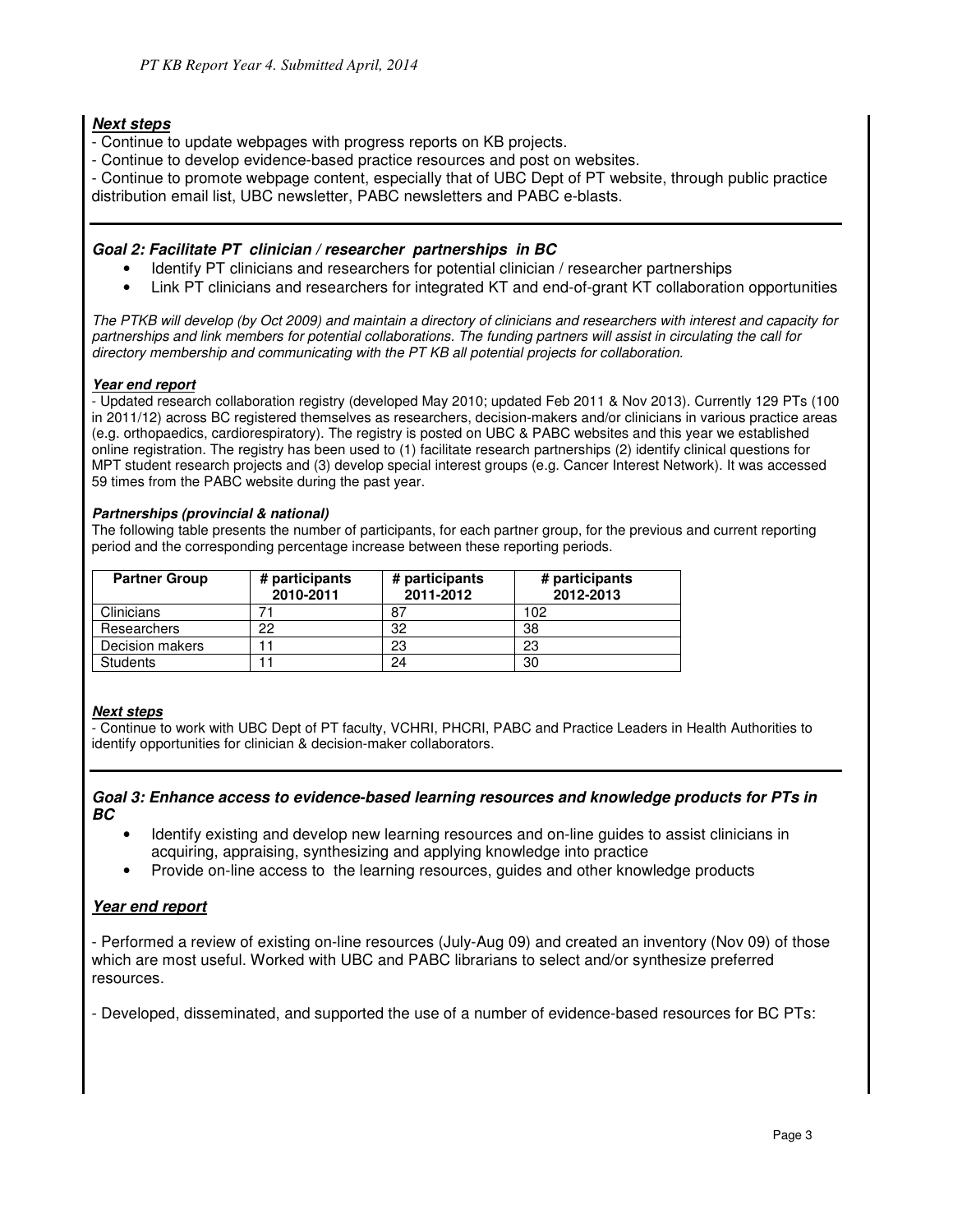***Next steps***

- Continue to update webpages with progress reports on KB projects.
- Continue to develop evidence-based practice resources and post on websites.
- Continue to promote webpage content, especially that of UBC Dept of PT website, through public practice distribution email list, UBC newsletter, PABC newsletters and PABC e-blasts.

### *Goal 2: Facilitate PT clinician / researcher partnerships in BC*

- Identify PT clinicians and researchers for potential clinician / researcher partnerships
- Link PT clinicians and researchers for integrated KT and end-of-grant KT collaboration opportunities

*The PTKB will develop (by Oct 2009) and maintain a directory of clinicians and researchers with interest and capacity for partnerships and link members for potential collaborations. The funding partners will assist in circulating the call for directory membership and communicating with the PT KB all potential projects for collaboration.*

***Year end report***

- Updated research collaboration registry (developed May 2010; updated Feb 2011 & Nov 2013). Currently 129 PTs (100 in 2011/12) across BC registered themselves as researchers, decision-makers and/or clinicians in various practice areas (e.g. orthopaedics, cardiorespiratory). The registry is posted on UBC & PABC websites and this year we established online registration. The registry has been used to (1) facilitate research partnerships (2) identify clinical questions for MPT student research projects and (3) develop special interest groups (e.g. Cancer Interest Network). It was accessed 59 times from the PABC website during the past year.

***Partnerships (provincial & national)***

The following table presents the number of participants, for each partner group, for the previous and current reporting period and the corresponding percentage increase between these reporting periods.

| Partner Group | # participants 2010-2011 | # participants 2011-2012 | # participants 2012-2013 |
|---|---|---|---|
| Clinicians | 71 | 87 | 102 |
| Researchers | 22 | 32 | 38 |
| Decision makers | 11 | 23 | 23 |
| Students | 11 | 24 | 30 |

***Next steps***

- Continue to work with UBC Dept of PT faculty, VCHRI, PHCRI, PABC and Practice Leaders in Health Authorities to identify opportunities for clinician & decision-maker collaborators.

### *Goal 3: Enhance access to evidence-based learning resources and knowledge products for PTs in BC*

- Identify existing and develop new learning resources and on-line guides to assist clinicians in acquiring, appraising, synthesizing and applying knowledge into practice
- Provide on-line access to the learning resources, guides and other knowledge products

***Year end report***

- Performed a review of existing on-line resources (July-Aug 09) and created an inventory (Nov 09) of those which are most useful. Worked with UBC and PABC librarians to select and/or synthesize preferred resources.

- Developed, disseminated, and supported the use of a number of evidence-based resources for BC PTs: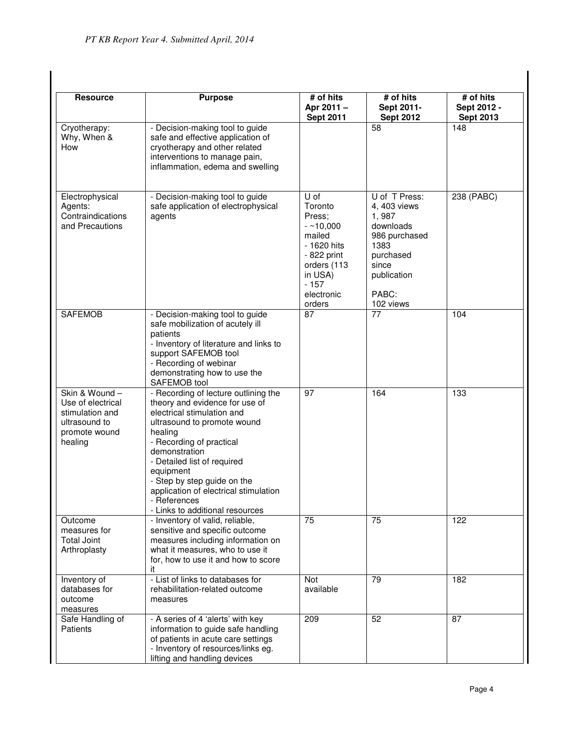| Resource | Purpose | # of hits Apr 2011 – Sept 2011 | # of hits Sept 2011- Sept 2012 | # of hits Sept 2012 - Sept 2013 |
|---|---|---|---|---|
| Cryotherapy: Why, When & How | - Decision-making tool to guide safe and effective application of cryotherapy and other related interventions to manage pain, inflammation, edema and swelling | | 58 | 148 |
| Electrophysical Agents: Contraindications and Precautions | - Decision-making tool to guide safe application of electrophysical agents | U of Toronto Press; - ~10,000 mailed - 1620 hits - 822 print orders (113 in USA) - 157 electronic orders | U of T Press: 4, 403 views 1, 987 downloads 986 purchased 1383 purchased since publication PABC: 102 views | 238 (PABC) |
| SAFEMOB | - Decision-making tool to guide safe mobilization of acutely ill patients - Inventory of literature and links to support SAFEMOB tool - Recording of webinar demonstrating how to use the SAFEMOB tool | 87 | 77 | 104 |
| Skin & Wound – Use of electrical stimulation and ultrasound to promote wound healing | - Recording of lecture outlining the theory and evidence for use of electrical stimulation and ultrasound to promote wound healing - Recording of practical demonstration - Detailed list of required equipment - Step by step guide on the application of electrical stimulation - References - Links to additional resources | 97 | 164 | 133 |
| Outcome measures for Total Joint Arthroplasty | - Inventory of valid, reliable, sensitive and specific outcome measures including information on what it measures, who to use it for, how to use it and how to score it | 75 | 75 | 122 |
| Inventory of databases for outcome measures | - List of links to databases for rehabilitation-related outcome measures | Not available | 79 | 182 |
| Safe Handling of Patients | - A series of 4 'alerts' with key information to guide safe handling of patients in acute care settings - Inventory of resources/links eg. lifting and handling devices | 209 | 52 | 87 |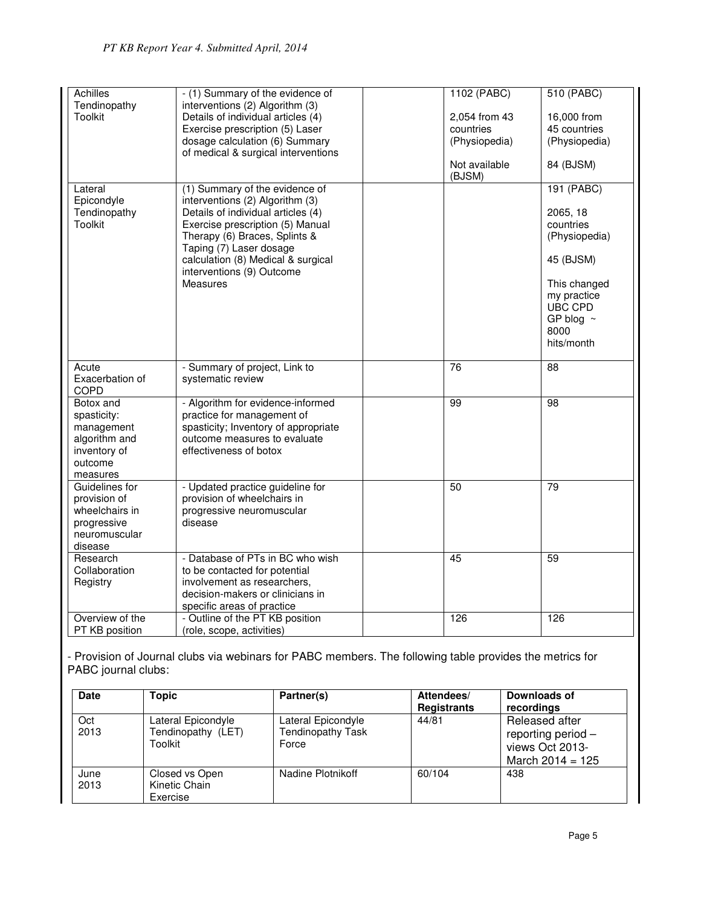| | | | | |
|---|---|---|---|---|
| Achilles Tendinopathy Toolkit | - (1) Summary of the evidence of interventions (2) Algorithm (3) Details of individual articles (4) Exercise prescription (5) Laser dosage calculation (6) Summary of medical & surgical interventions | | 1102 (PABC)<br><br>2,054 from 43 countries (Physiopedia)<br><br>Not available (BJSM) | 510 (PABC)<br><br>16,000 from 45 countries (Physiopedia)<br><br>84 (BJSM) |
| Lateral Epicondyle Tendinopathy Toolkit | (1) Summary of the evidence of interventions (2) Algorithm (3) Details of individual articles (4) Exercise prescription (5) Manual Therapy (6) Braces, Splints & Taping (7) Laser dosage calculation (8) Medical & surgical interventions (9) Outcome Measures | | | 191 (PABC)<br><br>2065, 18 countries (Physiopedia)<br><br>45 (BJSM)<br><br>This changed my practice UBC CPD GP blog ~ 8000 hits/month |
| Acute Exacerbation of COPD | - Summary of project, Link to systematic review | | 76 | 88 |
| Botox and spasticity: management algorithm and inventory of outcome measures | - Algorithm for evidence-informed practice for management of spasticity; Inventory of appropriate outcome measures to evaluate effectiveness of botox | | 99 | 98 |
| Guidelines for provision of wheelchairs in progressive neuromuscular disease | - Updated practice guideline for provision of wheelchairs in progressive neuromuscular disease | | 50 | 79 |
| Research Collaboration Registry | - Database of PTs in BC who wish to be contacted for potential involvement as researchers, decision-makers or clinicians in specific areas of practice | | 45 | 59 |
| Overview of the PT KB position | - Outline of the PT KB position (role, scope, activities) | | 126 | 126 |

- Provision of Journal clubs via webinars for PABC members. The following table provides the metrics for PABC journal clubs:

| Date | Topic | Partner(s) | Attendees/ Registrants | Downloads of recordings |
|---|---|---|---|---|
| Oct 2013 | Lateral Epicondyle Tendinopathy (LET) Toolkit | Lateral Epicondyle Tendinopathy Task Force | 44/81 | Released after reporting period – views Oct 2013-March 2014 = 125 |
| June 2013 | Closed vs Open Kinetic Chain Exercise | Nadine Plotnikoff | 60/104 | 438 |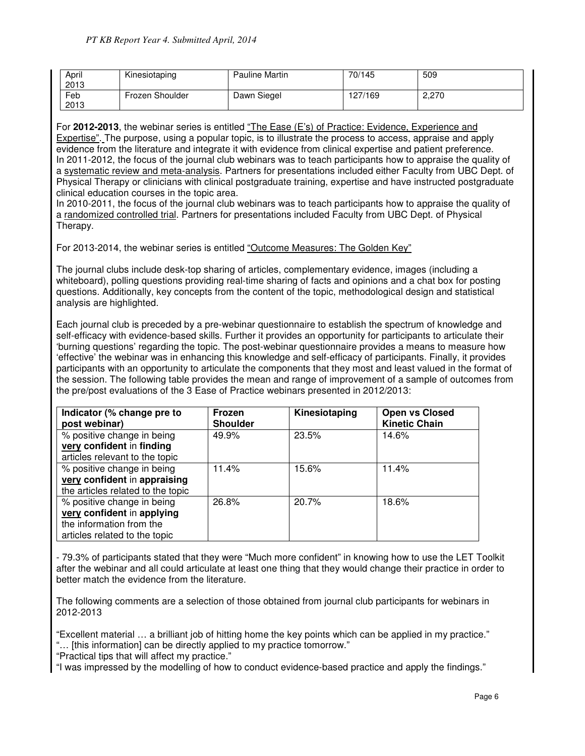| April 2013 | Kinesiotaping | Pauline Martin | 70/145 | 509 |
|---|---|---|---|---|
| Feb 2013 | Frozen Shoulder | Dawn Siegel | 127/169 | 2,270 |

For **2012-2013**, the webinar series is entitled "The Ease (E's) of Practice: Evidence, Experience and Expertise". The purpose, using a popular topic, is to illustrate the process to access, appraise and apply evidence from the literature and integrate it with evidence from clinical expertise and patient preference.
In 2011-2012, the focus of the journal club webinars was to teach participants how to appraise the quality of a systematic review and meta-analysis. Partners for presentations included either Faculty from UBC Dept. of Physical Therapy or clinicians with clinical postgraduate training, expertise and have instructed postgraduate clinical education courses in the topic area.
In 2010-2011, the focus of the journal club webinars was to teach participants how to appraise the quality of a randomized controlled trial. Partners for presentations included Faculty from UBC Dept. of Physical Therapy.

For 2013-2014, the webinar series is entitled "Outcome Measures: The Golden Key"

The journal clubs include desk-top sharing of articles, complementary evidence, images (including a whiteboard), polling questions providing real-time sharing of facts and opinions and a chat box for posting questions. Additionally, key concepts from the content of the topic, methodological design and statistical analysis are highlighted.

Each journal club is preceded by a pre-webinar questionnaire to establish the spectrum of knowledge and self-efficacy with evidence-based skills. Further it provides an opportunity for participants to articulate their 'burning questions' regarding the topic. The post-webinar questionnaire provides a means to measure how 'effective' the webinar was in enhancing this knowledge and self-efficacy of participants. Finally, it provides participants with an opportunity to articulate the components that they most and least valued in the format of the session. The following table provides the mean and range of improvement of a sample of outcomes from the pre/post evaluations of the 3 Ease of Practice webinars presented in 2012/2013:

| Indicator (% change pre to post webinar) | Frozen Shoulder | Kinesiotaping | Open vs Closed Kinetic Chain |
|---|---|---|---|
| % positive change in being **very confident** in **finding** articles relevant to the topic | 49.9% | 23.5% | 14.6% |
| % positive change in being **very confident** in **appraising** the articles related to the topic | 11.4% | 15.6% | 11.4% |
| % positive change in being **very confident** in **applying** the information from the articles related to the topic | 26.8% | 20.7% | 18.6% |

- 79.3% of participants stated that they were "Much more confident" in knowing how to use the LET Toolkit after the webinar and all could articulate at least one thing that they would change their practice in order to better match the evidence from the literature.

The following comments are a selection of those obtained from journal club participants for webinars in 2012-2013

"Excellent material … a brilliant job of hitting home the key points which can be applied in my practice."
"… [this information] can be directly applied to my practice tomorrow."
"Practical tips that will affect my practice."
"I was impressed by the modelling of how to conduct evidence-based practice and apply the findings."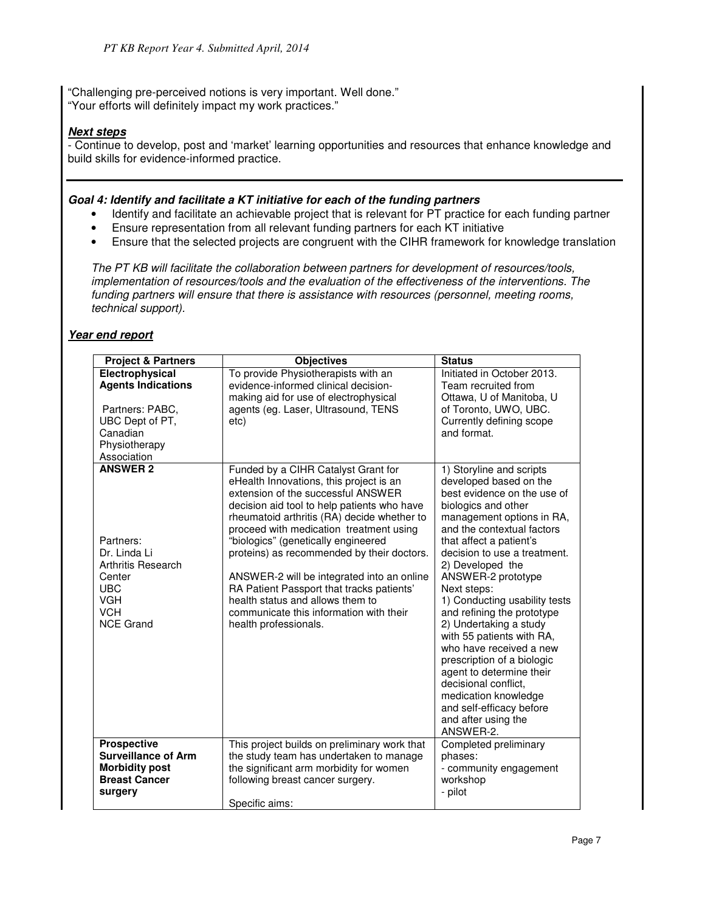"Challenging pre-perceived notions is very important. Well done."
"Your efforts will definitely impact my work practices."

***Next steps***

- Continue to develop, post and 'market' learning opportunities and resources that enhance knowledge and build skills for evidence-informed practice.

---

***Goal 4: Identify and facilitate a KT initiative for each of the funding partners***

- Identify and facilitate an achievable project that is relevant for PT practice for each funding partner
- Ensure representation from all relevant funding partners for each KT initiative
- Ensure that the selected projects are congruent with the CIHR framework for knowledge translation

*The PT KB will facilitate the collaboration between partners for development of resources/tools, implementation of resources/tools and the evaluation of the effectiveness of the interventions. The funding partners will ensure that there is assistance with resources (personnel, meeting rooms, technical support).*

***Year end report***

| Project & Partners | Objectives | Status |
|---|---|---|
| **Electrophysical Agents Indications**<br><br>Partners: PABC, UBC Dept of PT, Canadian Physiotherapy Association | To provide Physiotherapists with an evidence-informed clinical decision-making aid for use of electrophysical agents (eg. Laser, Ultrasound, TENS etc) | Initiated in October 2013. Team recruited from Ottawa, U of Manitoba, U of Toronto, UWO, UBC. Currently defining scope and format. |
| **ANSWER 2**<br><br>Partners:<br>Dr. Linda Li<br>Arthritis Research Center<br>UBC<br>VGH<br>VCH<br>NCE Grand | Funded by a CIHR Catalyst Grant for eHealth Innovations, this project is an extension of the successful ANSWER decision aid tool to help patients who have rheumatoid arthritis (RA) decide whether to proceed with medication treatment using "biologics" (genetically engineered proteins) as recommended by their doctors.<br><br>ANSWER-2 will be integrated into an online RA Patient Passport that tracks patients' health status and allows them to communicate this information with their health professionals. | 1) Storyline and scripts developed based on the best evidence on the use of biologics and other management options in RA, and the contextual factors that affect a patient's decision to use a treatment.<br>2) Developed the ANSWER-2 prototype<br>Next steps:<br>1) Conducting usability tests and refining the prototype<br>2) Undertaking a study with 55 patients with RA, who have received a new prescription of a biologic agent to determine their decisional conflict, medication knowledge and self-efficacy before and after using the ANSWER-2. |
| **Prospective Surveillance of Arm Morbidity post Breast Cancer surgery** | This project builds on preliminary work that the study team has undertaken to manage the significant arm morbidity for women following breast cancer surgery.<br><br>Specific aims: | Completed preliminary phases:<br>- community engagement workshop<br>- pilot |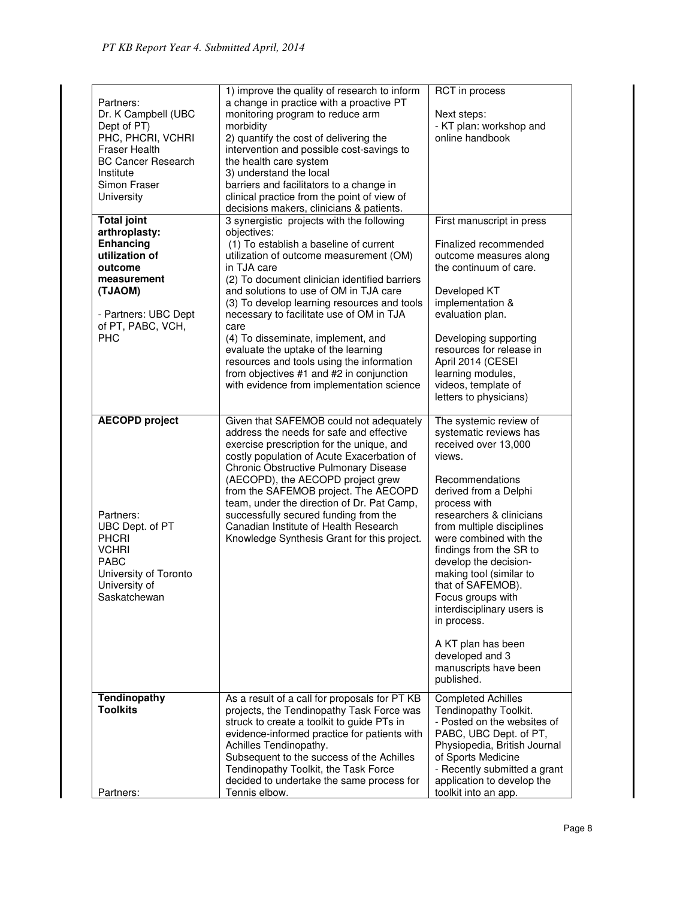| | | |
|---|---|---|
| Partners:<br>Dr. K Campbell (UBC Dept of PT)<br>PHC, PHCRI, VCHRI<br>Fraser Health<br>BC Cancer Research Institute<br>Simon Fraser University | 1) improve the quality of research to inform a change in practice with a proactive PT monitoring program to reduce arm morbidity<br>2) quantify the cost of delivering the intervention and possible cost-savings to the health care system<br>3) understand the local barriers and facilitators to a change in clinical practice from the point of view of decisions makers, clinicians & patients. | RCT in process<br><br>Next steps:<br>- KT plan: workshop and online handbook |
| **Total joint arthroplasty: Enhancing utilization of outcome measurement (TJAOM)**<br><br>- Partners: UBC Dept of PT, PABC, VCH, PHC | 3 synergistic projects with the following objectives:<br>(1) To establish a baseline of current utilization of outcome measurement (OM) in TJA care<br>(2) To document clinician identified barriers and solutions to use of OM in TJA care<br>(3) To develop learning resources and tools necessary to facilitate use of OM in TJA care<br>(4) To disseminate, implement, and evaluate the uptake of the learning resources and tools using the information from objectives #1 and #2 in conjunction with evidence from implementation science | First manuscript in press<br><br>Finalized recommended outcome measures along the continuum of care.<br><br>Developed KT implementation & evaluation plan.<br><br>Developing supporting resources for release in April 2014 (CESEI learning modules, videos, template of letters to physicians) |
| **AECOPD project**<br><br>Partners:<br>UBC Dept. of PT<br>PHCRI<br>VCHRI<br>PABC<br>University of Toronto<br>University of Saskatchewan | Given that SAFEMOB could not adequately address the needs for safe and effective exercise prescription for the unique, and costly population of Acute Exacerbation of Chronic Obstructive Pulmonary Disease (AECOPD), the AECOPD project grew from the SAFEMOB project. The AECOPD team, under the direction of Dr. Pat Camp, successfully secured funding from the Canadian Institute of Health Research Knowledge Synthesis Grant for this project. | The systemic review of systematic reviews has received over 13,000 views.<br><br>Recommendations derived from a Delphi process with researchers & clinicians from multiple disciplines were combined with the findings from the SR to develop the decision-making tool (similar to that of SAFEMOB). Focus groups with interdisciplinary users is in process.<br><br>A KT plan has been developed and 3 manuscripts have been published. |
| **Tendinopathy Toolkits**<br><br>Partners: | As a result of a call for proposals for PT KB projects, the Tendinopathy Task Force was struck to create a toolkit to guide PTs in evidence-informed practice for patients with Achilles Tendinopathy.<br>Subsequent to the success of the Achilles Tendinopathy Toolkit, the Task Force decided to undertake the same process for Tennis elbow. | Completed Achilles Tendinopathy Toolkit.<br>- Posted on the websites of PABC, UBC Dept. of PT, Physiopedia, British Journal of Sports Medicine<br>- Recently submitted a grant application to develop the toolkit into an app. |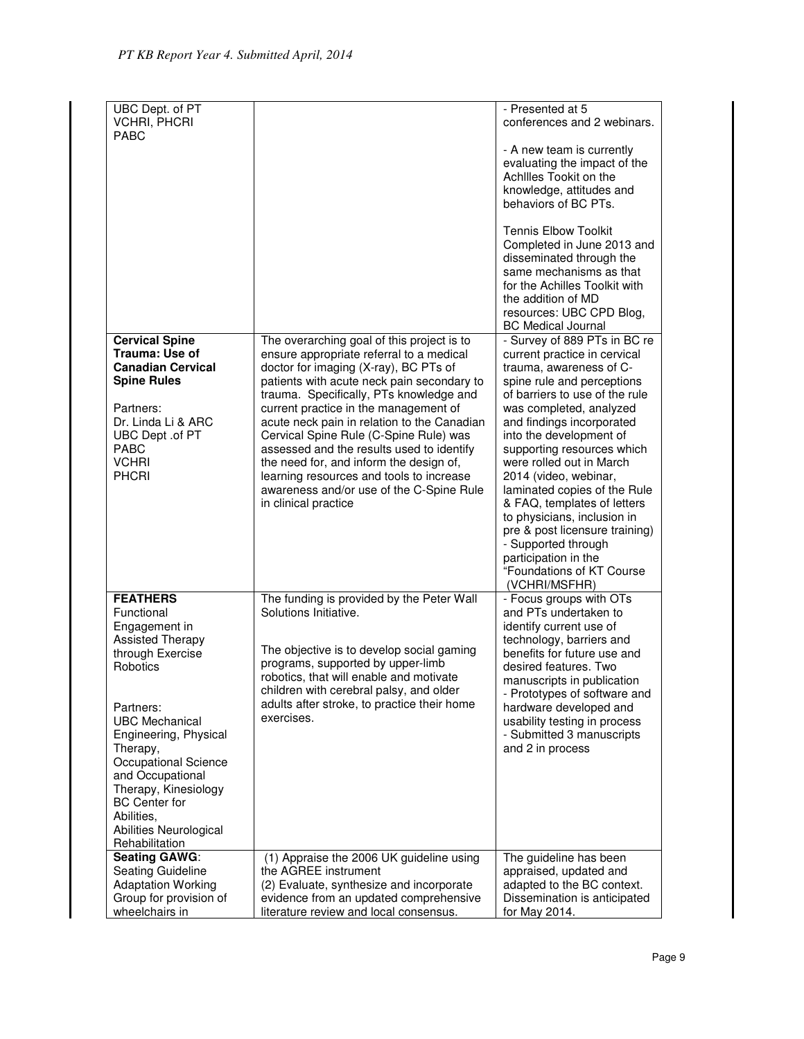| | | |
|---|---|---|
| UBC Dept. of PT<br>VCHRI, PHCRI<br>PABC | | - Presented at 5 conferences and 2 webinars.<br><br>- A new team is currently evaluating the impact of the Achllles Tookit on the knowledge, attitudes and behaviors of BC PTs.<br><br>Tennis Elbow Toolkit Completed in June 2013 and disseminated through the same mechanisms as that for the Achilles Toolkit with the addition of MD resources: UBC CPD Blog, BC Medical Journal |
| **Cervical Spine Trauma: Use of Canadian Cervical Spine Rules**<br><br>Partners:<br>Dr. Linda Li & ARC<br>UBC Dept .of PT<br>PABC<br>VCHRI<br>PHCRI | The overarching goal of this project is to ensure appropriate referral to a medical doctor for imaging (X-ray), BC PTs of patients with acute neck pain secondary to trauma. Specifically, PTs knowledge and current practice in the management of acute neck pain in relation to the Canadian Cervical Spine Rule (C-Spine Rule) was assessed and the results used to identify the need for, and inform the design of, learning resources and tools to increase awareness and/or use of the C-Spine Rule in clinical practice | - Survey of 889 PTs in BC re current practice in cervical trauma, awareness of C-spine rule and perceptions of barriers to use of the rule was completed, analyzed and findings incorporated into the development of supporting resources which were rolled out in March 2014 (video, webinar, laminated copies of the Rule & FAQ, templates of letters to physicians, inclusion in pre & post licensure training)<br>- Supported through participation in the "Foundations of KT Course (VCHRI/MSFHR) |
| **FEATHERS**<br>Functional Engagement in Assisted Therapy through Exercise Robotics<br><br>Partners:<br>UBC Mechanical Engineering, Physical Therapy, Occupational Science and Occupational Therapy, Kinesiology<br>BC Center for Abilities,<br>Abilities Neurological Rehabilitation | The funding is provided by the Peter Wall Solutions Initiative.<br><br>The objective is to develop social gaming programs, supported by upper-limb robotics, that will enable and motivate children with cerebral palsy, and older adults after stroke, to practice their home exercises. | - Focus groups with OTs and PTs undertaken to identify current use of technology, barriers and benefits for future use and desired features. Two manuscripts in publication<br>- Prototypes of software and hardware developed and usability testing in process<br>- Submitted 3 manuscripts and 2 in process |
| **Seating GAWG**:<br>Seating Guideline Adaptation Working Group for provision of wheelchairs in | (1) Appraise the 2006 UK guideline using the AGREE instrument<br>(2) Evaluate, synthesize and incorporate evidence from an updated comprehensive literature review and local consensus. | The guideline has been appraised, updated and adapted to the BC context. Dissemination is anticipated for May 2014. |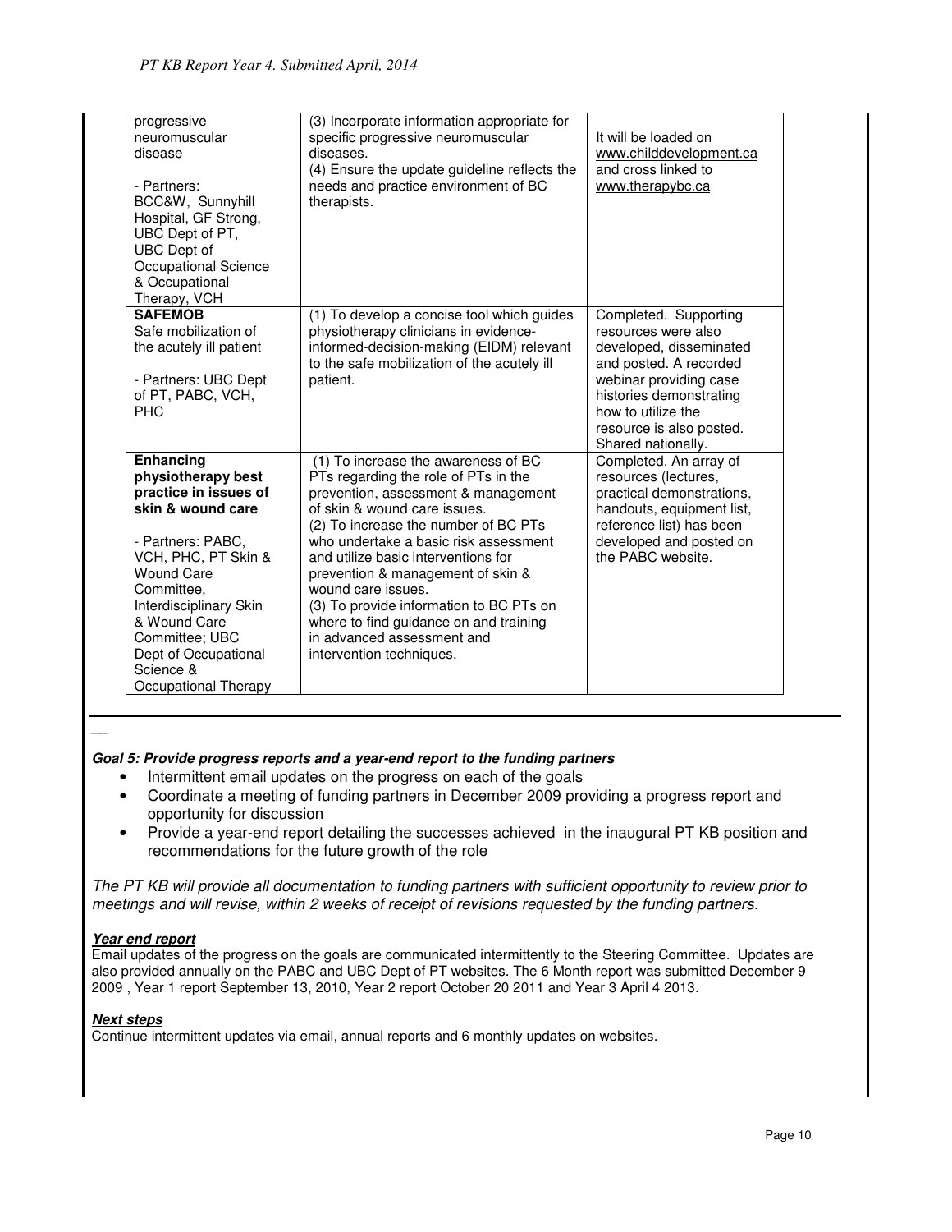| | | |
|---|---|---|
| progressive neuromuscular disease<br><br>- Partners: BCC&W, Sunnyhill Hospital, GF Strong, UBC Dept of PT, UBC Dept of Occupational Science & Occupational Therapy, VCH | (3) Incorporate information appropriate for specific progressive neuromuscular diseases.<br>(4) Ensure the update guideline reflects the needs and practice environment of BC therapists. | It will be loaded on www.childdevelopment.ca and cross linked to www.therapybc.ca |
| **SAFEMOB**<br>Safe mobilization of the acutely ill patient<br><br>- Partners: UBC Dept of PT, PABC, VCH, PHC | (1) To develop a concise tool which guides physiotherapy clinicians in evidence-informed-decision-making (EIDM) relevant to the safe mobilization of the acutely ill patient. | Completed. Supporting resources were also developed, disseminated and posted. A recorded webinar providing case histories demonstrating how to utilize the resource is also posted. Shared nationally. |
| **Enhancing physiotherapy best practice in issues of skin & wound care**<br><br>- Partners: PABC, VCH, PHC, PT Skin & Wound Care Committee, Interdisciplinary Skin & Wound Care Committee; UBC Dept of Occupational Science & Occupational Therapy | (1) To increase the awareness of BC PTs regarding the role of PTs in the prevention, assessment & management of skin & wound care issues.<br>(2) To increase the number of BC PTs who undertake a basic risk assessment and utilize basic interventions for prevention & management of skin & wound care issues.<br>(3) To provide information to BC PTs on where to find guidance on and training in advanced assessment and intervention techniques. | Completed. An array of resources (lectures, practical demonstrations, handouts, equipment list, reference list) has been developed and posted on the PABC website. |

***Goal 5: Provide progress reports and a year-end report to the funding partners***

- Intermittent email updates on the progress on each of the goals
- Coordinate a meeting of funding partners in December 2009 providing a progress report and opportunity for discussion
- Provide a year-end report detailing the successes achieved in the inaugural PT KB position and recommendations for the future growth of the role

*The PT KB will provide all documentation to funding partners with sufficient opportunity to review prior to meetings and will revise, within 2 weeks of receipt of revisions requested by the funding partners.*

***Year end report***

Email updates of the progress on the goals are communicated intermittently to the Steering Committee. Updates are also provided annually on the PABC and UBC Dept of PT websites. The 6 Month report was submitted December 9 2009 , Year 1 report September 13, 2010, Year 2 report October 20 2011 and Year 3 April 4 2013.

***Next steps***

Continue intermittent updates via email, annual reports and 6 monthly updates on websites.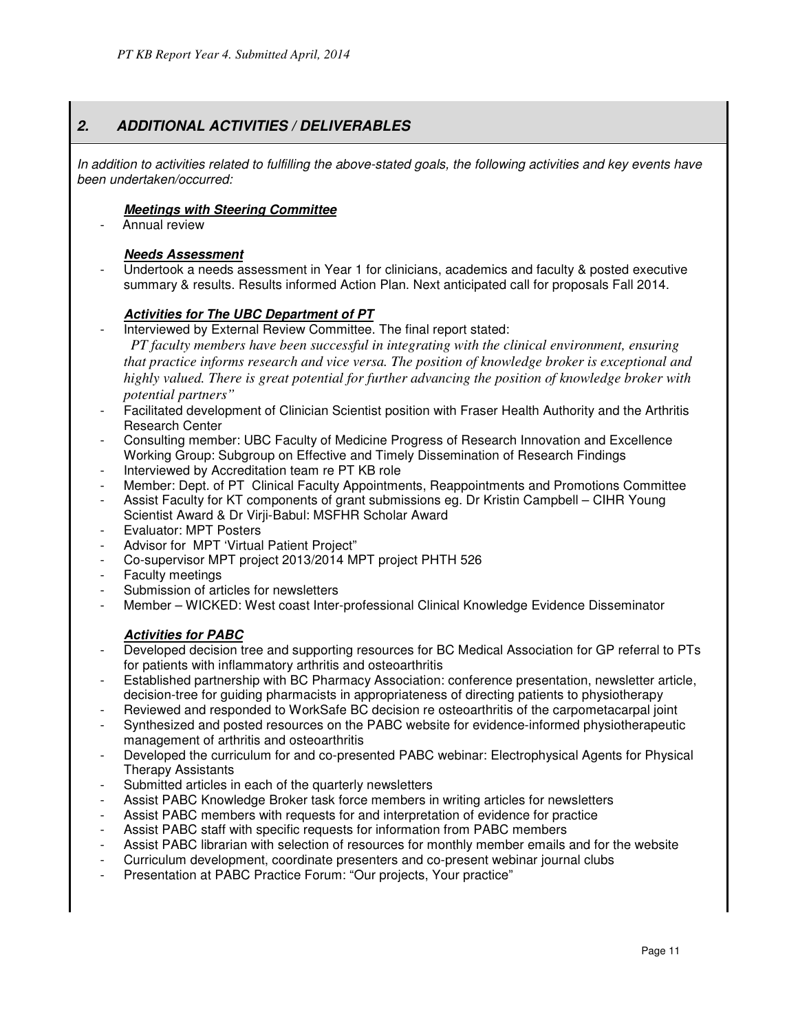## 2. ADDITIONAL ACTIVITIES / DELIVERABLES

*In addition to activities related to fulfilling the above-stated goals, the following activities and key events have been undertaken/occurred:*

***Meetings with Steering Committee***

- Annual review

***Needs Assessment***

- Undertook a needs assessment in Year 1 for clinicians, academics and faculty & posted executive summary & results. Results informed Action Plan. Next anticipated call for proposals Fall 2014.

***Activities for The UBC Department of PT***

- Interviewed by External Review Committee. The final report stated:
  *PT faculty members have been successful in integrating with the clinical environment, ensuring that practice informs research and vice versa. The position of knowledge broker is exceptional and highly valued. There is great potential for further advancing the position of knowledge broker with potential partners"*
- Facilitated development of Clinician Scientist position with Fraser Health Authority and the Arthritis Research Center
- Consulting member: UBC Faculty of Medicine Progress of Research Innovation and Excellence Working Group: Subgroup on Effective and Timely Dissemination of Research Findings
- Interviewed by Accreditation team re PT KB role
- Member: Dept. of PT Clinical Faculty Appointments, Reappointments and Promotions Committee
- Assist Faculty for KT components of grant submissions eg. Dr Kristin Campbell – CIHR Young Scientist Award & Dr Virji-Babul: MSFHR Scholar Award
- Evaluator: MPT Posters
- Advisor for MPT 'Virtual Patient Project"
- Co-supervisor MPT project 2013/2014 MPT project PHTH 526
- Faculty meetings
- Submission of articles for newsletters
- Member – WICKED: West coast Inter-professional Clinical Knowledge Evidence Disseminator

***Activities for PABC***

- Developed decision tree and supporting resources for BC Medical Association for GP referral to PTs for patients with inflammatory arthritis and osteoarthritis
- Established partnership with BC Pharmacy Association: conference presentation, newsletter article, decision-tree for guiding pharmacists in appropriateness of directing patients to physiotherapy
- Reviewed and responded to WorkSafe BC decision re osteoarthritis of the carpometacarpal joint
- Synthesized and posted resources on the PABC website for evidence-informed physiotherapeutic management of arthritis and osteoarthritis
- Developed the curriculum for and co-presented PABC webinar: Electrophysical Agents for Physical Therapy Assistants
- Submitted articles in each of the quarterly newsletters
- Assist PABC Knowledge Broker task force members in writing articles for newsletters
- Assist PABC members with requests for and interpretation of evidence for practice
- Assist PABC staff with specific requests for information from PABC members
- Assist PABC librarian with selection of resources for monthly member emails and for the website
- Curriculum development, coordinate presenters and co-present webinar journal clubs
- Presentation at PABC Practice Forum: "Our projects, Your practice"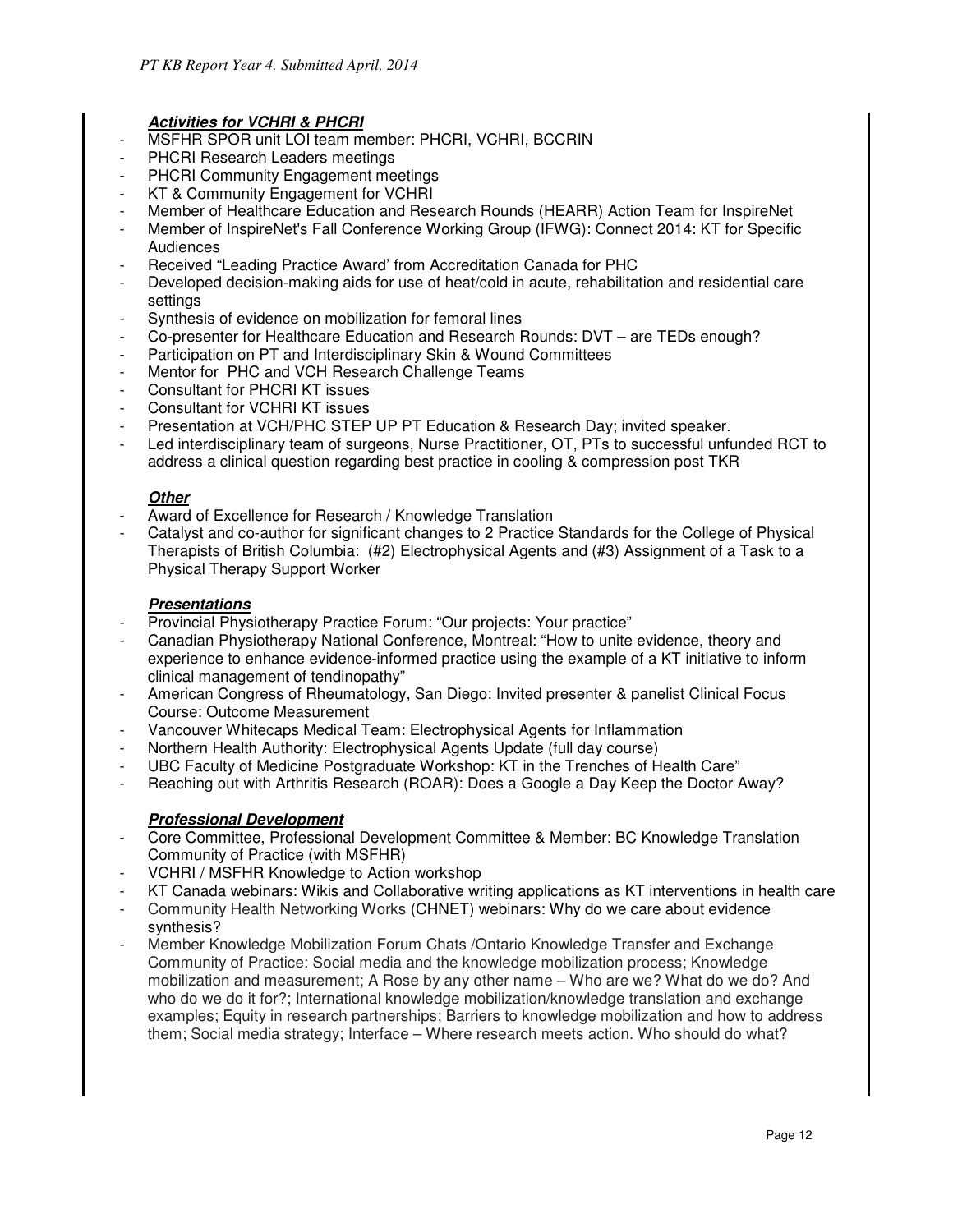### ***Activities for VCHRI & PHCRI***

- MSFHR SPOR unit LOI team member: PHCRI, VCHRI, BCCRIN
- PHCRI Research Leaders meetings
- PHCRI Community Engagement meetings
- KT & Community Engagement for VCHRI
- Member of Healthcare Education and Research Rounds (HEARR) Action Team for InspireNet
- Member of InspireNet's Fall Conference Working Group (IFWG): Connect 2014: KT for Specific Audiences
- Received "Leading Practice Award' from Accreditation Canada for PHC
- Developed decision-making aids for use of heat/cold in acute, rehabilitation and residential care settings
- Synthesis of evidence on mobilization for femoral lines
- Co-presenter for Healthcare Education and Research Rounds: DVT – are TEDs enough?
- Participation on PT and Interdisciplinary Skin & Wound Committees
- Mentor for PHC and VCH Research Challenge Teams
- Consultant for PHCRI KT issues
- Consultant for VCHRI KT issues
- Presentation at VCH/PHC STEP UP PT Education & Research Day; invited speaker.
- Led interdisciplinary team of surgeons, Nurse Practitioner, OT, PTs to successful unfunded RCT to address a clinical question regarding best practice in cooling & compression post TKR

### ***Other***

- Award of Excellence for Research / Knowledge Translation
- Catalyst and co-author for significant changes to 2 Practice Standards for the College of Physical Therapists of British Columbia: (#2) Electrophysical Agents and (#3) Assignment of a Task to a Physical Therapy Support Worker

### ***Presentations***

- Provincial Physiotherapy Practice Forum: "Our projects: Your practice"
- Canadian Physiotherapy National Conference, Montreal: "How to unite evidence, theory and experience to enhance evidence-informed practice using the example of a KT initiative to inform clinical management of tendinopathy"
- American Congress of Rheumatology, San Diego: Invited presenter & panelist Clinical Focus Course: Outcome Measurement
- Vancouver Whitecaps Medical Team: Electrophysical Agents for Inflammation
- Northern Health Authority: Electrophysical Agents Update (full day course)
- UBC Faculty of Medicine Postgraduate Workshop: KT in the Trenches of Health Care"
- Reaching out with Arthritis Research (ROAR): Does a Google a Day Keep the Doctor Away?

### ***Professional Development***

- Core Committee, Professional Development Committee & Member: BC Knowledge Translation Community of Practice (with MSFHR)
- VCHRI / MSFHR Knowledge to Action workshop
- KT Canada webinars: Wikis and Collaborative writing applications as KT interventions in health care
- Community Health Networking Works (CHNET) webinars: Why do we care about evidence synthesis?
- Member Knowledge Mobilization Forum Chats /Ontario Knowledge Transfer and Exchange Community of Practice: Social media and the knowledge mobilization process; Knowledge mobilization and measurement; A Rose by any other name – Who are we? What do we do? And who do we do it for?; International knowledge mobilization/knowledge translation and exchange examples; Equity in research partnerships; Barriers to knowledge mobilization and how to address them; Social media strategy; Interface – Where research meets action. Who should do what?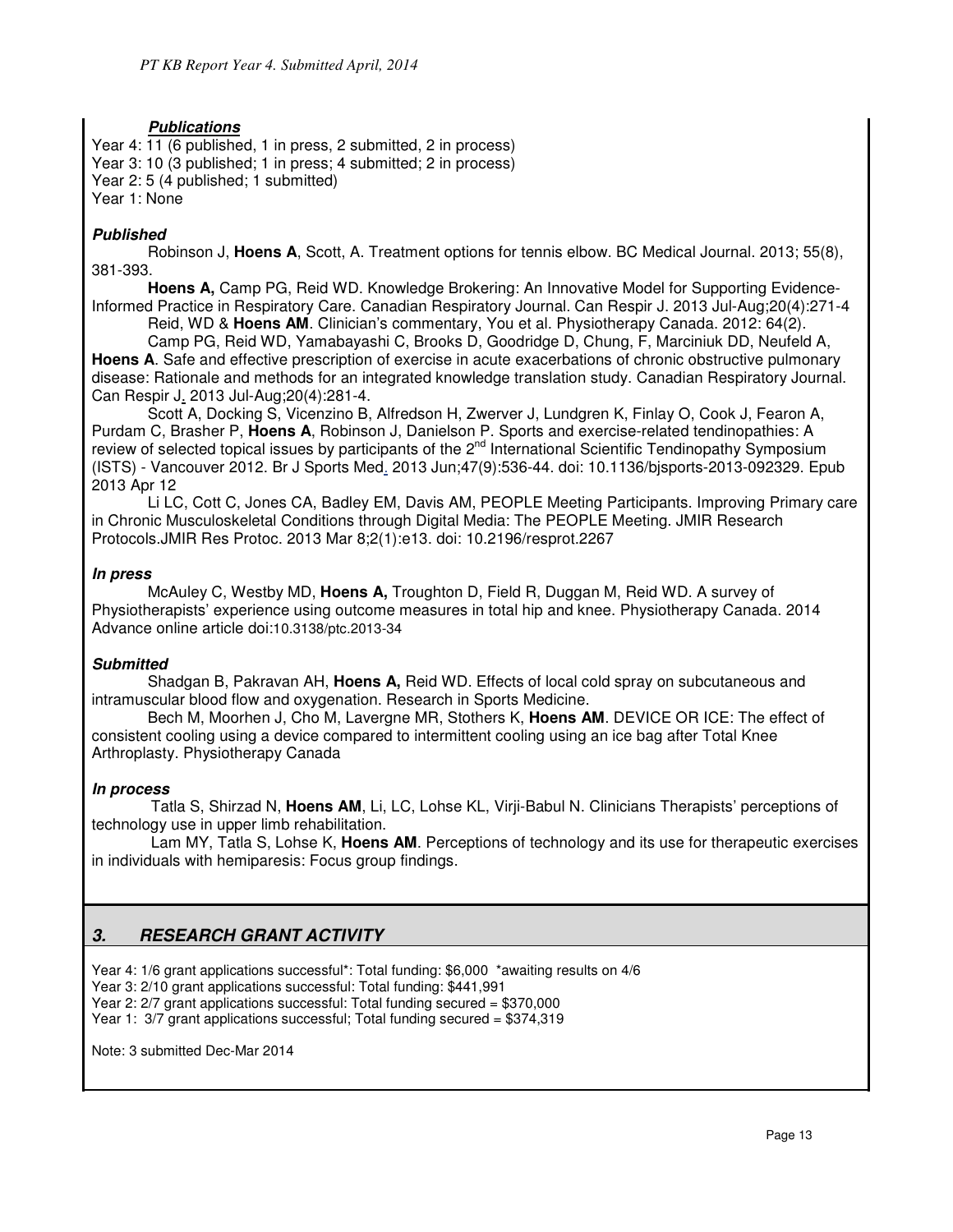***Publications***

Year 4: 11 (6 published, 1 in press, 2 submitted, 2 in process)
Year 3: 10 (3 published; 1 in press; 4 submitted; 2 in process)
Year 2: 5 (4 published; 1 submitted)
Year 1: None

***Published***

Robinson J, **Hoens A**, Scott, A. Treatment options for tennis elbow. BC Medical Journal. 2013; 55(8), 381-393.

**Hoens A,** Camp PG, Reid WD. Knowledge Brokering: An Innovative Model for Supporting Evidence-Informed Practice in Respiratory Care. Canadian Respiratory Journal. Can Respir J. 2013 Jul-Aug;20(4):271-4

Reid, WD & **Hoens AM**. Clinician's commentary, You et al. Physiotherapy Canada. 2012: 64(2).

Camp PG, Reid WD, Yamabayashi C, Brooks D, Goodridge D, Chung, F, Marciniuk DD, Neufeld A, **Hoens A**. Safe and effective prescription of exercise in acute exacerbations of chronic obstructive pulmonary disease: Rationale and methods for an integrated knowledge translation study. Canadian Respiratory Journal. Can Respir J. 2013 Jul-Aug;20(4):281-4.

Scott A, Docking S, Vicenzino B, Alfredson H, Zwerver J, Lundgren K, Finlay O, Cook J, Fearon A, Purdam C, Brasher P, **Hoens A**, Robinson J, Danielson P. Sports and exercise-related tendinopathies: A review of selected topical issues by participants of the 2nd International Scientific Tendinopathy Symposium (ISTS) - Vancouver 2012. Br J Sports Med. 2013 Jun;47(9):536-44. doi: 10.1136/bjsports-2013-092329. Epub 2013 Apr 12

Li LC, Cott C, Jones CA, Badley EM, Davis AM, PEOPLE Meeting Participants. Improving Primary care in Chronic Musculoskeletal Conditions through Digital Media: The PEOPLE Meeting. JMIR Research Protocols.JMIR Res Protoc. 2013 Mar 8;2(1):e13. doi: 10.2196/resprot.2267

***In press***

McAuley C, Westby MD, **Hoens A,** Troughton D, Field R, Duggan M, Reid WD. A survey of Physiotherapists' experience using outcome measures in total hip and knee. Physiotherapy Canada. 2014 Advance online article doi:10.3138/ptc.2013-34

***Submitted***

Shadgan B, Pakravan AH, **Hoens A,** Reid WD. Effects of local cold spray on subcutaneous and intramuscular blood flow and oxygenation. Research in Sports Medicine.

Bech M, Moorhen J, Cho M, Lavergne MR, Stothers K, **Hoens AM**. DEVICE OR ICE: The effect of consistent cooling using a device compared to intermittent cooling using an ice bag after Total Knee Arthroplasty. Physiotherapy Canada

***In process***

Tatla S, Shirzad N, **Hoens AM**, Li, LC, Lohse KL, Virji-Babul N. Clinicians Therapists' perceptions of technology use in upper limb rehabilitation.

Lam MY, Tatla S, Lohse K, **Hoens AM**. Perceptions of technology and its use for therapeutic exercises in individuals with hemiparesis: Focus group findings.

## *3. RESEARCH GRANT ACTIVITY*

Year 4: 1/6 grant applications successful*: Total funding: $6,000 *awaiting results on 4/6
Year 3: 2/10 grant applications successful: Total funding: $441,991
Year 2: 2/7 grant applications successful: Total funding secured = $370,000
Year 1: 3/7 grant applications successful; Total funding secured = $374,319

Note: 3 submitted Dec-Mar 2014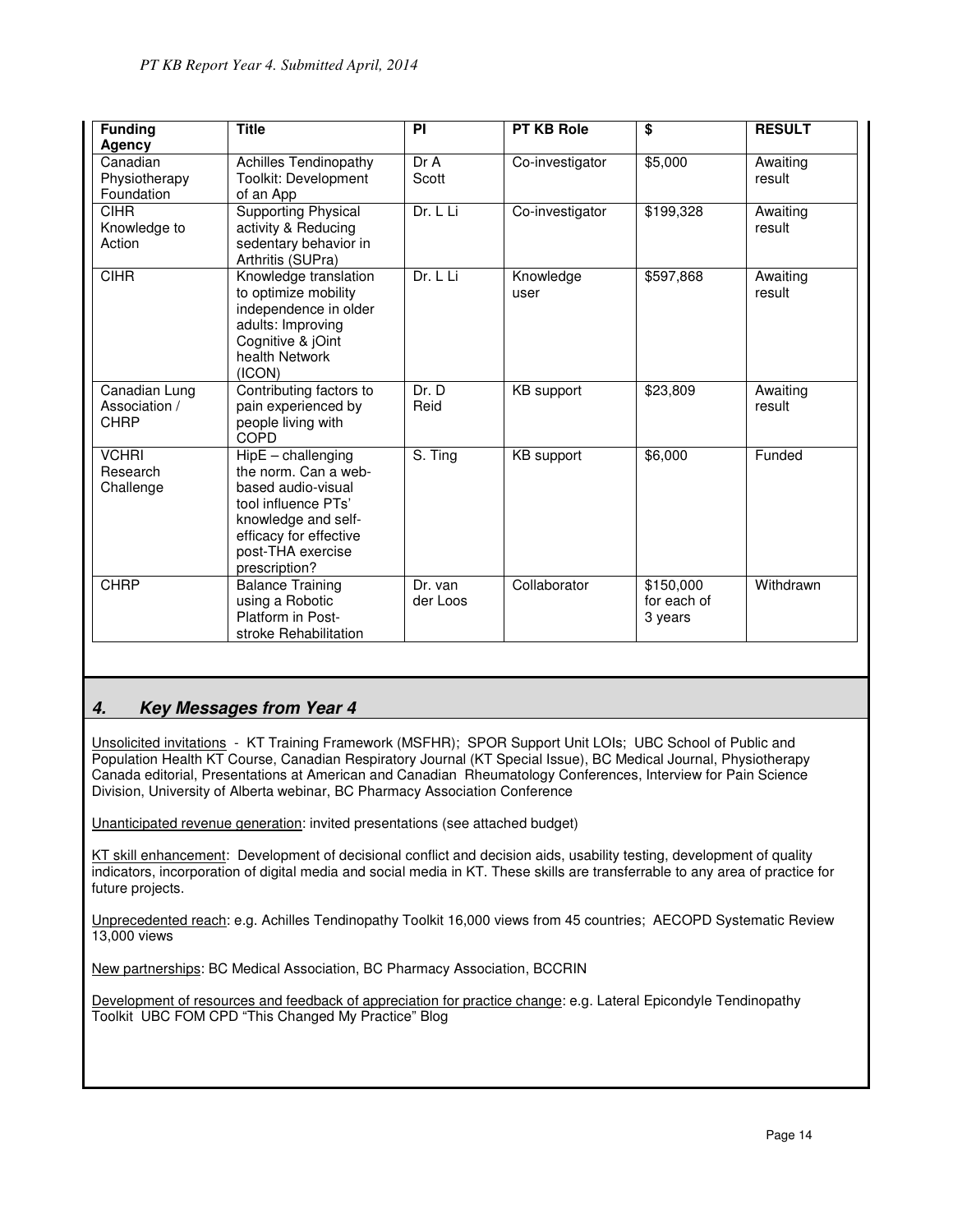| Funding Agency | Title | PI | PT KB Role | $ | RESULT |
|---|---|---|---|---|---|
| Canadian Physiotherapy Foundation | Achilles Tendinopathy Toolkit: Development of an App | Dr A Scott | Co-investigator | $5,000 | Awaiting result |
| CIHR Knowledge to Action | Supporting Physical activity & Reducing sedentary behavior in Arthritis (SUPra) | Dr. L Li | Co-investigator | $199,328 | Awaiting result |
| CIHR | Knowledge translation to optimize mobility independence in older adults: Improving Cognitive & jOint health Network (ICON) | Dr. L Li | Knowledge user | $597,868 | Awaiting result |
| Canadian Lung Association / CHRP | Contributing factors to pain experienced by people living with COPD | Dr. D Reid | KB support | $23,809 | Awaiting result |
| VCHRI Research Challenge | HipE – challenging the norm. Can a web-based audio-visual tool influence PTs' knowledge and self-efficacy for effective post-THA exercise prescription? | S. Ting | KB support | $6,000 | Funded |
| CHRP | Balance Training using a Robotic Platform in Post-stroke Rehabilitation | Dr. van der Loos | Collaborator | $150,000 for each of 3 years | Withdrawn |

## 4. Key Messages from Year 4

Unsolicited invitations - KT Training Framework (MSFHR); SPOR Support Unit LOIs; UBC School of Public and Population Health KT Course, Canadian Respiratory Journal (KT Special Issue), BC Medical Journal, Physiotherapy Canada editorial, Presentations at American and Canadian Rheumatology Conferences, Interview for Pain Science Division, University of Alberta webinar, BC Pharmacy Association Conference

Unanticipated revenue generation: invited presentations (see attached budget)

KT skill enhancement: Development of decisional conflict and decision aids, usability testing, development of quality indicators, incorporation of digital media and social media in KT. These skills are transferrable to any area of practice for future projects.

Unprecedented reach: e.g. Achilles Tendinopathy Toolkit 16,000 views from 45 countries; AECOPD Systematic Review 13,000 views

New partnerships: BC Medical Association, BC Pharmacy Association, BCCRIN

Development of resources and feedback of appreciation for practice change: e.g. Lateral Epicondyle Tendinopathy Toolkit UBC FOM CPD "This Changed My Practice" Blog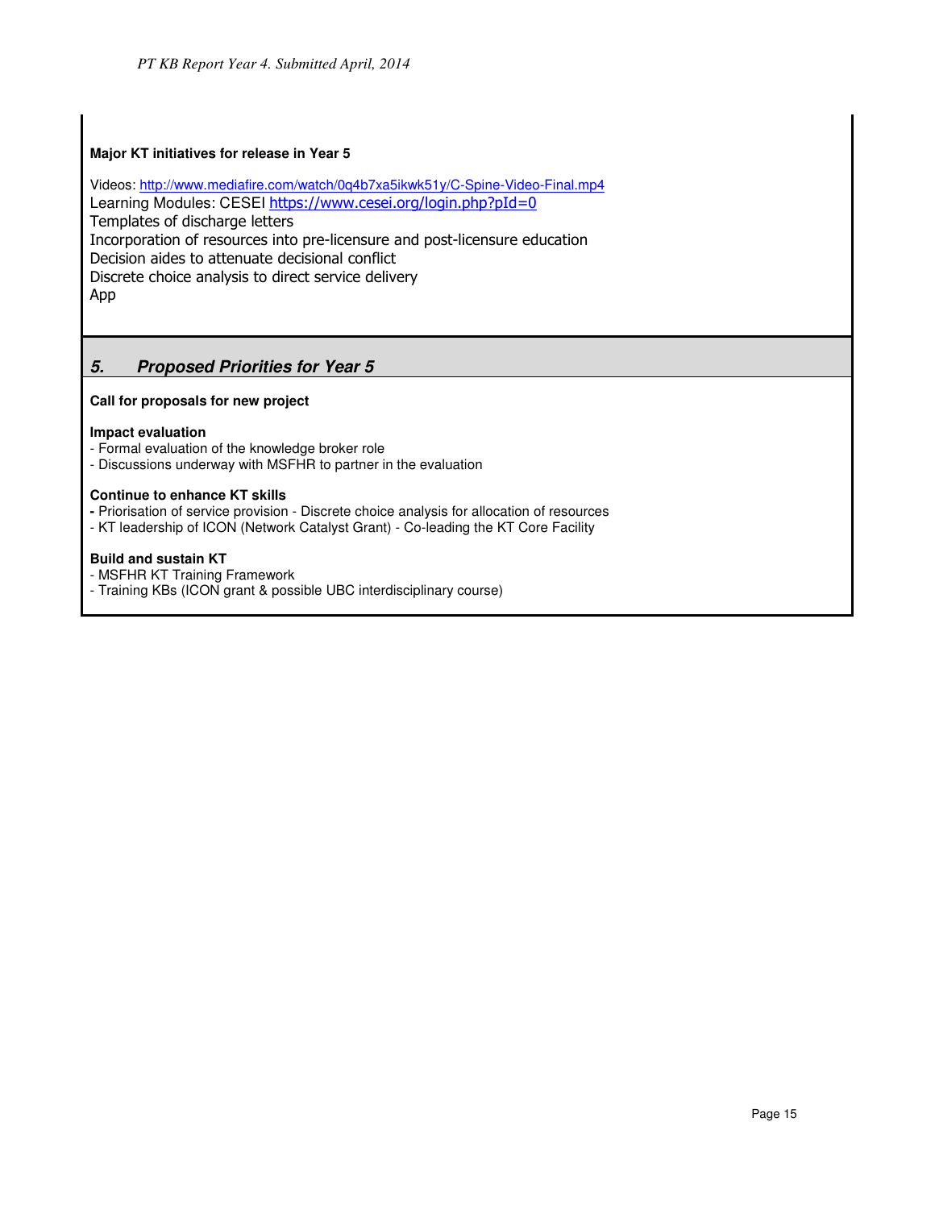**Major KT initiatives for release in Year 5**

Videos: http://www.mediafire.com/watch/0q4b7xa5ikwk51y/C-Spine-Video-Final.mp4
Learning Modules: CESEI https://www.cesei.org/login.php?pId=0
Templates of discharge letters
Incorporation of resources into pre-licensure and post-licensure education
Decision aides to attenuate decisional conflict
Discrete choice analysis to direct service delivery
App

## *5. Proposed Priorities for Year 5*

**Call for proposals for new project**

**Impact evaluation**
- Formal evaluation of the knowledge broker role
- Discussions underway with MSFHR to partner in the evaluation

**Continue to enhance KT skills**
- Priorisation of service provision - Discrete choice analysis for allocation of resources
- KT leadership of ICON (Network Catalyst Grant) - Co-leading the KT Core Facility

**Build and sustain KT**
- MSFHR KT Training Framework
- Training KBs (ICON grant & possible UBC interdisciplinary course)